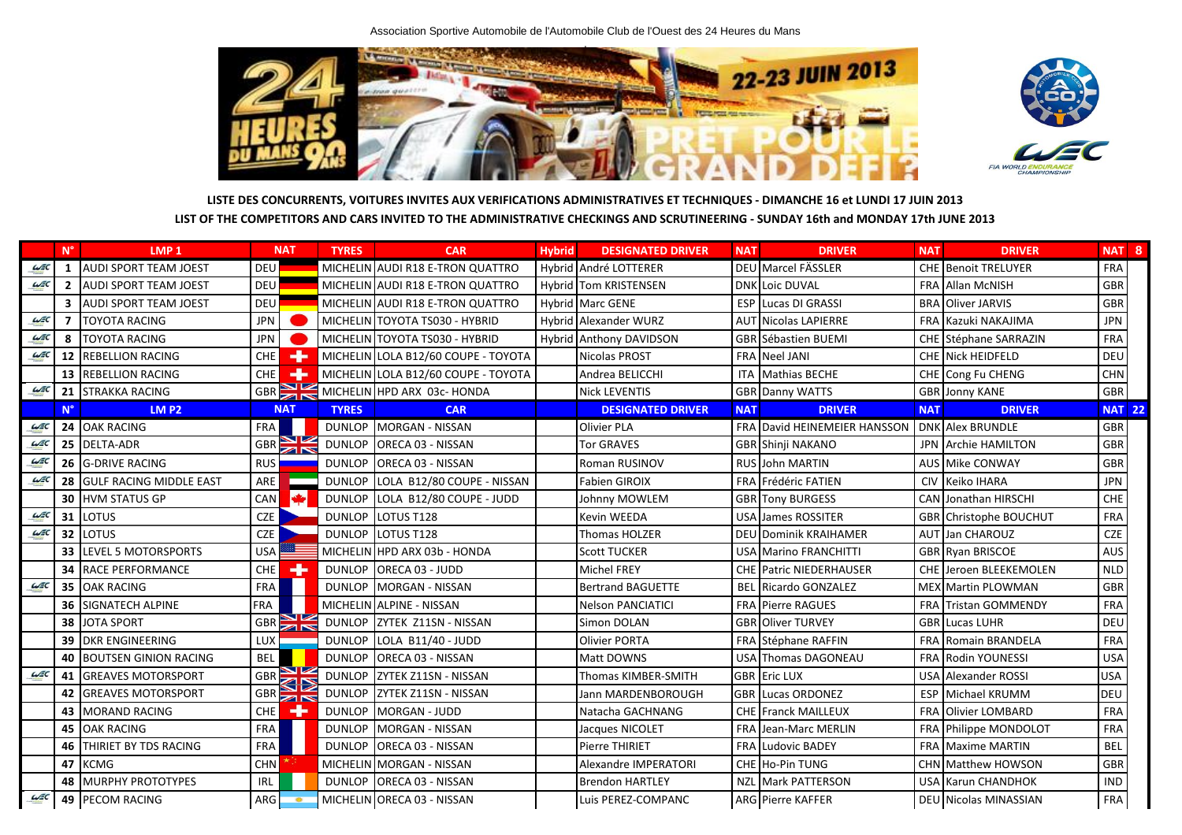Association Sportive Automobile de l'Automobile Club de l'Ouest des 24 Heures du Mans

**LISTE DES CONCURRENTS, VOITURES INVITES AUX VERIFICATIONS ADMINISTRATIVES ET TECHNIQUES - DIMANCHE 16 et LUNDI 17 JUIN 2013**

**LIST OF THE COMPETITORS AND CARS INVITED TO THE ADMINISTRATIVE CHECKINGS AND SCRUTINEERING - SUNDAY 16th and MONDAY 17th JUNE 2013**

| | N° | LMP 1 | NAT | TYRES | CAR | Hybrid | DESIGNATED DRIVER | NAT | DRIVER | NAT | DRIVER | NAT | 8 |
|---|---|---|---|---|---|---|---|---|---|---|---|---|---|
| WEC | 1 | AUDI SPORT TEAM JOEST | DEU | MICHELIN | AUDI R18 E-TRON QUATTRO | Hybrid | André LOTTERER | DEU | Marcel FÄSSLER | CHE | Benoit TRELUYER | FRA | |
| WEC | 2 | AUDI SPORT TEAM JOEST | DEU | MICHELIN | AUDI R18 E-TRON QUATTRO | Hybrid | Tom KRISTENSEN | DNK | Loic DUVAL | FRA | Allan McNISH | GBR | |
| | 3 | AUDI SPORT TEAM JOEST | DEU | MICHELIN | AUDI R18 E-TRON QUATTRO | Hybrid | Marc GENE | ESP | Lucas DI GRASSI | BRA | Oliver JARVIS | GBR | |
| WEC | 7 | TOYOTA RACING | JPN | MICHELIN | TOYOTA TS030 - HYBRID | Hybrid | Alexander WURZ | AUT | Nicolas LAPIERRE | FRA | Kazuki NAKAJIMA | JPN | |
| WEC | 8 | TOYOTA RACING | JPN | MICHELIN | TOYOTA TS030 - HYBRID | Hybrid | Anthony DAVIDSON | GBR | Sébastien BUEMI | CHE | Stéphane SARRAZIN | FRA | |
| WEC | 12 | REBELLION RACING | CHE | MICHELIN | LOLA B12/60 COUPE - TOYOTA | | Nicolas PROST | FRA | Neel JANI | CHE | Nick HEIDFELD | DEU | |
| | 13 | REBELLION RACING | CHE | MICHELIN | LOLA B12/60 COUPE - TOYOTA | | Andrea BELICCHI | ITA | Mathias BECHE | CHE | Cong Fu CHENG | CHN | |
| WEC | 21 | STRAKKA RACING | GBR | MICHELIN | HPD ARX 03c- HONDA | | Nick LEVENTIS | GBR | Danny WATTS | GBR | Jonny KANE | GBR | |
| | **N°** | **LM P2** | **NAT** | **TYRES** | **CAR** | | **DESIGNATED DRIVER** | **NAT** | **DRIVER** | **NAT** | **DRIVER** | **NAT** | **22** |
| WEC | 24 | OAK RACING | FRA | DUNLOP | MORGAN - NISSAN | | Olivier PLA | FRA | David HEINEMEIER HANSSON | DNK | Alex BRUNDLE | GBR | |
| WEC | 25 | DELTA-ADR | GBR | DUNLOP | ORECA 03 - NISSAN | | Tor GRAVES | GBR | Shinji NAKANO | JPN | Archie HAMILTON | GBR | |
| WEC | 26 | G-DRIVE RACING | RUS | DUNLOP | ORECA 03 - NISSAN | | Roman RUSINOV | RUS | John MARTIN | AUS | Mike CONWAY | GBR | |
| WEC | 28 | GULF RACING MIDDLE EAST | ARE | DUNLOP | LOLA B12/80 COUPE - NISSAN | | Fabien GIROIX | FRA | Frédéric FATIEN | CIV | Keiko IHARA | JPN | |
| | 30 | HVM STATUS GP | CAN | DUNLOP | LOLA B12/80 COUPE - JUDD | | Johnny MOWLEM | GBR | Tony BURGESS | CAN | Jonathan HIRSCHI | CHE | |
| WEC | 31 | LOTUS | CZE | DUNLOP | LOTUS T128 | | Kevin WEEDA | USA | James ROSSITER | GBR | Christophe BOUCHUT | FRA | |
| WEC | 32 | LOTUS | CZE | DUNLOP | LOTUS T128 | | Thomas HOLZER | DEU | Dominik KRAIHAMER | AUT | Jan CHAROUZ | CZE | |
| | 33 | LEVEL 5 MOTORSPORTS | USA | MICHELIN | HPD ARX 03b - HONDA | | Scott TUCKER | USA | Marino FRANCHITTI | GBR | Ryan BRISCOE | AUS | |
| | 34 | RACE PERFORMANCE | CHE | DUNLOP | ORECA 03 - JUDD | | Michel FREY | CHE | Patric NIEDERHAUSER | CHE | Jeroen BLEEKEMOLEN | NLD | |
| WEC | 35 | OAK RACING | FRA | DUNLOP | MORGAN - NISSAN | | Bertrand BAGUETTE | BEL | Ricardo GONZALEZ | MEX | Martin PLOWMAN | GBR | |
| | 36 | SIGNATECH ALPINE | FRA | MICHELIN | ALPINE - NISSAN | | Nelson PANCIATICI | FRA | Pierre RAGUES | FRA | Tristan GOMMENDY | FRA | |
| | 38 | JOTA SPORT | GBR | DUNLOP | ZYTEK Z11SN - NISSAN | | Simon DOLAN | GBR | Oliver TURVEY | GBR | Lucas LUHR | DEU | |
| | 39 | DKR ENGINEERING | LUX | DUNLOP | LOLA B11/40 - JUDD | | Olivier PORTA | FRA | Stéphane RAFFIN | FRA | Romain BRANDELA | FRA | |
| | 40 | BOUTSEN GINION RACING | BEL | DUNLOP | ORECA 03 - NISSAN | | Matt DOWNS | USA | Thomas DAGONEAU | FRA | Rodin YOUNESSI | USA | |
| WEC | 41 | GREAVES MOTORSPORT | GBR | DUNLOP | ZYTEK Z11SN - NISSAN | | Thomas KIMBER-SMITH | GBR | Eric LUX | USA | Alexander ROSSI | USA | |
| | 42 | GREAVES MOTORSPORT | GBR | DUNLOP | ZYTEK Z11SN - NISSAN | | Jann MARDENBOROUGH | GBR | Lucas ORDONEZ | ESP | Michael KRUMM | DEU | |
| | 43 | MORAND RACING | CHE | DUNLOP | MORGAN - JUDD | | Natacha GACHNANG | CHE | Franck MAILLEUX | FRA | Olivier LOMBARD | FRA | |
| | 45 | OAK RACING | FRA | DUNLOP | MORGAN - NISSAN | | Jacques NICOLET | FRA | Jean-Marc MERLIN | FRA | Philippe MONDOLOT | FRA | |
| | 46 | THIRIET BY TDS RACING | FRA | DUNLOP | ORECA 03 - NISSAN | | Pierre THIRIET | FRA | Ludovic BADEY | FRA | Maxime MARTIN | BEL | |
| | 47 | KCMG | CHN | MICHELIN | MORGAN - NISSAN | | Alexandre IMPERATORI | CHE | Ho-Pin TUNG | CHN | Matthew HOWSON | GBR | |
| | 48 | MURPHY PROTOTYPES | IRL | DUNLOP | ORECA 03 - NISSAN | | Brendon HARTLEY | NZL | Mark PATTERSON | USA | Karun CHANDHOK | IND | |
| WEC | 49 | PECOM RACING | ARG | MICHELIN | ORECA 03 - NISSAN | | Luis PEREZ-COMPANC | ARG | Pierre KAFFER | DEU | Nicolas MINASSIAN | FRA | |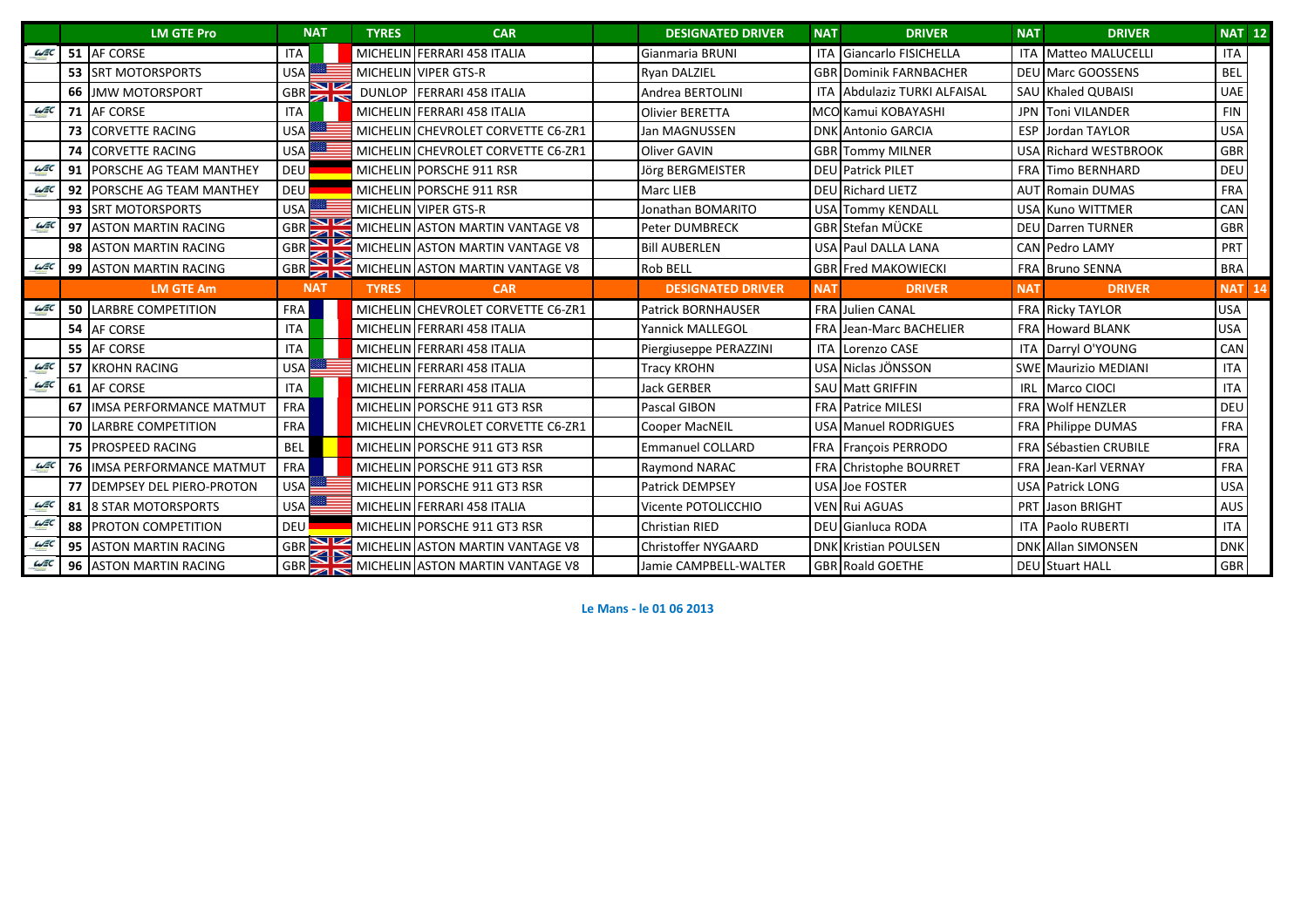| | | LM GTE Pro | NAT | TYRES | CAR | DESIGNATED DRIVER | NAT | DRIVER | NAT | DRIVER | NAT | 12 |
|---|---|---|---|---|---|---|---|---|---|---|---|---|
| WEC | 51 | AF CORSE | ITA | MICHELIN | FERRARI 458 ITALIA | Gianmaria BRUNI | ITA | Giancarlo FISICHELLA | ITA | Matteo MALUCELLI | ITA | |
| | 53 | SRT MOTORSPORTS | USA | MICHELIN | VIPER GTS-R | Ryan DALZIEL | GBR | Dominik FARNBACHER | DEU | Marc GOOSSENS | BEL | |
| | 66 | JMW MOTORSPORT | GBR | DUNLOP | FERRARI 458 ITALIA | Andrea BERTOLINI | ITA | Abdulaziz TURKI ALFAISAL | SAU | Khaled QUBAISI | UAE | |
| WEC | 71 | AF CORSE | ITA | MICHELIN | FERRARI 458 ITALIA | Olivier BERETTA | MCO | Kamui KOBAYASHI | JPN | Toni VILANDER | FIN | |
| | 73 | CORVETTE RACING | USA | MICHELIN | CHEVROLET CORVETTE C6-ZR1 | Jan MAGNUSSEN | DNK | Antonio GARCIA | ESP | Jordan TAYLOR | USA | |
| | 74 | CORVETTE RACING | USA | MICHELIN | CHEVROLET CORVETTE C6-ZR1 | Oliver GAVIN | GBR | Tommy MILNER | USA | Richard WESTBROOK | GBR | |
| WEC | 91 | PORSCHE AG TEAM MANTHEY | DEU | MICHELIN | PORSCHE 911 RSR | Jörg BERGMEISTER | DEU | Patrick PILET | FRA | Timo BERNHARD | DEU | |
| WEC | 92 | PORSCHE AG TEAM MANTHEY | DEU | MICHELIN | PORSCHE 911 RSR | Marc LIEB | DEU | Richard LIETZ | AUT | Romain DUMAS | FRA | |
| | 93 | SRT MOTORSPORTS | USA | MICHELIN | VIPER GTS-R | Jonathan BOMARITO | USA | Tommy KENDALL | USA | Kuno WITTMER | CAN | |
| WEC | 97 | ASTON MARTIN RACING | GBR | MICHELIN | ASTON MARTIN VANTAGE V8 | Peter DUMBRECK | GBR | Stefan MÜCKE | DEU | Darren TURNER | GBR | |
| | 98 | ASTON MARTIN RACING | GBR | MICHELIN | ASTON MARTIN VANTAGE V8 | Bill AUBERLEN | USA | Paul DALLA LANA | CAN | Pedro LAMY | PRT | |
| WEC | 99 | ASTON MARTIN RACING | GBR | MICHELIN | ASTON MARTIN VANTAGE V8 | Rob BELL | GBR | Fred MAKOWIECKI | FRA | Bruno SENNA | BRA | |
| | | **LM GTE Am** | **NAT** | **TYRES** | **CAR** | **DESIGNATED DRIVER** | **NAT** | **DRIVER** | **NAT** | **DRIVER** | **NAT** | **14** |
| WEC | 50 | LARBRE COMPETITION | FRA | MICHELIN | CHEVROLET CORVETTE C6-ZR1 | Patrick BORNHAUSER | FRA | Julien CANAL | FRA | Ricky TAYLOR | USA | |
| | 54 | AF CORSE | ITA | MICHELIN | FERRARI 458 ITALIA | Yannick MALLEGOL | FRA | Jean-Marc BACHELIER | FRA | Howard BLANK | USA | |
| | 55 | AF CORSE | ITA | MICHELIN | FERRARI 458 ITALIA | Piergiuseppe PERAZZINI | ITA | Lorenzo CASE | ITA | Darryl O'YOUNG | CAN | |
| WEC | 57 | KROHN RACING | USA | MICHELIN | FERRARI 458 ITALIA | Tracy KROHN | USA | Niclas JÖNSSON | SWE | Maurizio MEDIANI | ITA | |
| WEC | 61 | AF CORSE | ITA | MICHELIN | FERRARI 458 ITALIA | Jack GERBER | SAU | Matt GRIFFIN | IRL | Marco CIOCI | ITA | |
| | 67 | IMSA PERFORMANCE MATMUT | FRA | MICHELIN | PORSCHE 911 GT3 RSR | Pascal GIBON | FRA | Patrice MILESI | FRA | Wolf HENZLER | DEU | |
| | 70 | LARBRE COMPETITION | FRA | MICHELIN | CHEVROLET CORVETTE C6-ZR1 | Cooper MacNEIL | USA | Manuel RODRIGUES | FRA | Philippe DUMAS | FRA | |
| | 75 | PROSPEED RACING | BEL | MICHELIN | PORSCHE 911 GT3 RSR | Emmanuel COLLARD | FRA | François PERRODO | FRA | Sébastien CRUBILE | FRA | |
| WEC | 76 | IMSA PERFORMANCE MATMUT | FRA | MICHELIN | PORSCHE 911 GT3 RSR | Raymond NARAC | FRA | Christophe BOURRET | FRA | Jean-Karl VERNAY | FRA | |
| | 77 | DEMPSEY DEL PIERO-PROTON | USA | MICHELIN | PORSCHE 911 GT3 RSR | Patrick DEMPSEY | USA | Joe FOSTER | USA | Patrick LONG | USA | |
| WEC | 81 | 8 STAR MOTORSPORTS | USA | MICHELIN | FERRARI 458 ITALIA | Vicente POTOLICCHIO | VEN | Rui AGUAS | PRT | Jason BRIGHT | AUS | |
| WEC | 88 | PROTON COMPETITION | DEU | MICHELIN | PORSCHE 911 GT3 RSR | Christian RIED | DEU | Gianluca RODA | ITA | Paolo RUBERTI | ITA | |
| WEC | 95 | ASTON MARTIN RACING | GBR | MICHELIN | ASTON MARTIN VANTAGE V8 | Christoffer NYGAARD | DNK | Kristian POULSEN | DNK | Allan SIMONSEN | DNK | |
| WEC | 96 | ASTON MARTIN RACING | GBR | MICHELIN | ASTON MARTIN VANTAGE V8 | Jamie CAMPBELL-WALTER | GBR | Roald GOETHE | DEU | Stuart HALL | GBR | |

**Le Mans - le 01 06 2013**